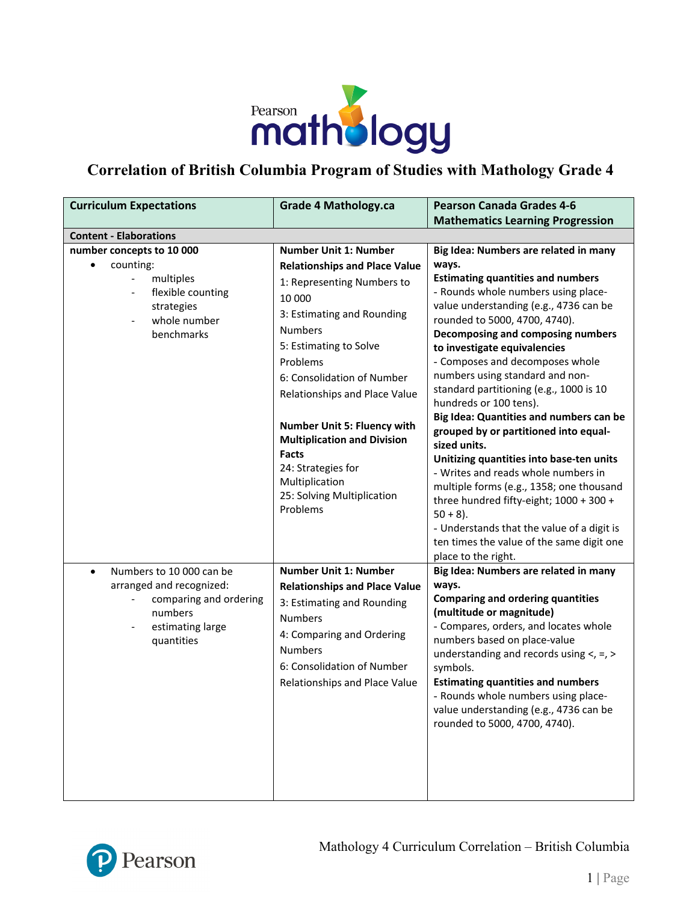# Correlation of British Columbia Program of Studies with Mathology Grade 4

| Curriculum Expectations | Grade 4 Mathology.ca | Pearson Canada Grades 4-6 Mathematics Learning Progression |
|---|---|---|
| **Content - Elaborations** | | |
| **number concepts to 10 000**<br>• counting:<br>- multiples<br>- flexible counting strategies<br>- whole number benchmarks | **Number Unit 1: Number Relationships and Place Value**<br>1: Representing Numbers to 10 000<br>3: Estimating and Rounding Numbers<br>5: Estimating to Solve Problems<br>6: Consolidation of Number Relationships and Place Value<br><br>**Number Unit 5: Fluency with Multiplication and Division Facts**<br>24: Strategies for Multiplication<br>25: Solving Multiplication Problems | **Big Idea: Numbers are related in many ways.**<br>**Estimating quantities and numbers**<br>- Rounds whole numbers using place-value understanding (e.g., 4736 can be rounded to 5000, 4700, 4740).<br>**Decomposing and composing numbers to investigate equivalencies**<br>- Composes and decomposes whole numbers using standard and non-standard partitioning (e.g., 1000 is 10 hundreds or 100 tens).<br>**Big Idea: Quantities and numbers can be grouped by or partitioned into equal-sized units.**<br>**Unitizing quantities into base-ten units**<br>- Writes and reads whole numbers in multiple forms (e.g., 1358; one thousand three hundred fifty-eight; 1000 + 300 + 50 + 8).<br>- Understands that the value of a digit is ten times the value of the same digit one place to the right. |
| • Numbers to 10 000 can be arranged and recognized:<br>- comparing and ordering numbers<br>- estimating large quantities | **Number Unit 1: Number Relationships and Place Value**<br>3: Estimating and Rounding Numbers<br>4: Comparing and Ordering Numbers<br>6: Consolidation of Number Relationships and Place Value | **Big Idea: Numbers are related in many ways.**<br>**Comparing and ordering quantities (multitude or magnitude)**<br>- Compares, orders, and locates whole numbers based on place-value understanding and records using <, =, > symbols.<br>**Estimating quantities and numbers**<br>- Rounds whole numbers using place-value understanding (e.g., 4736 can be rounded to 5000, 4700, 4740). |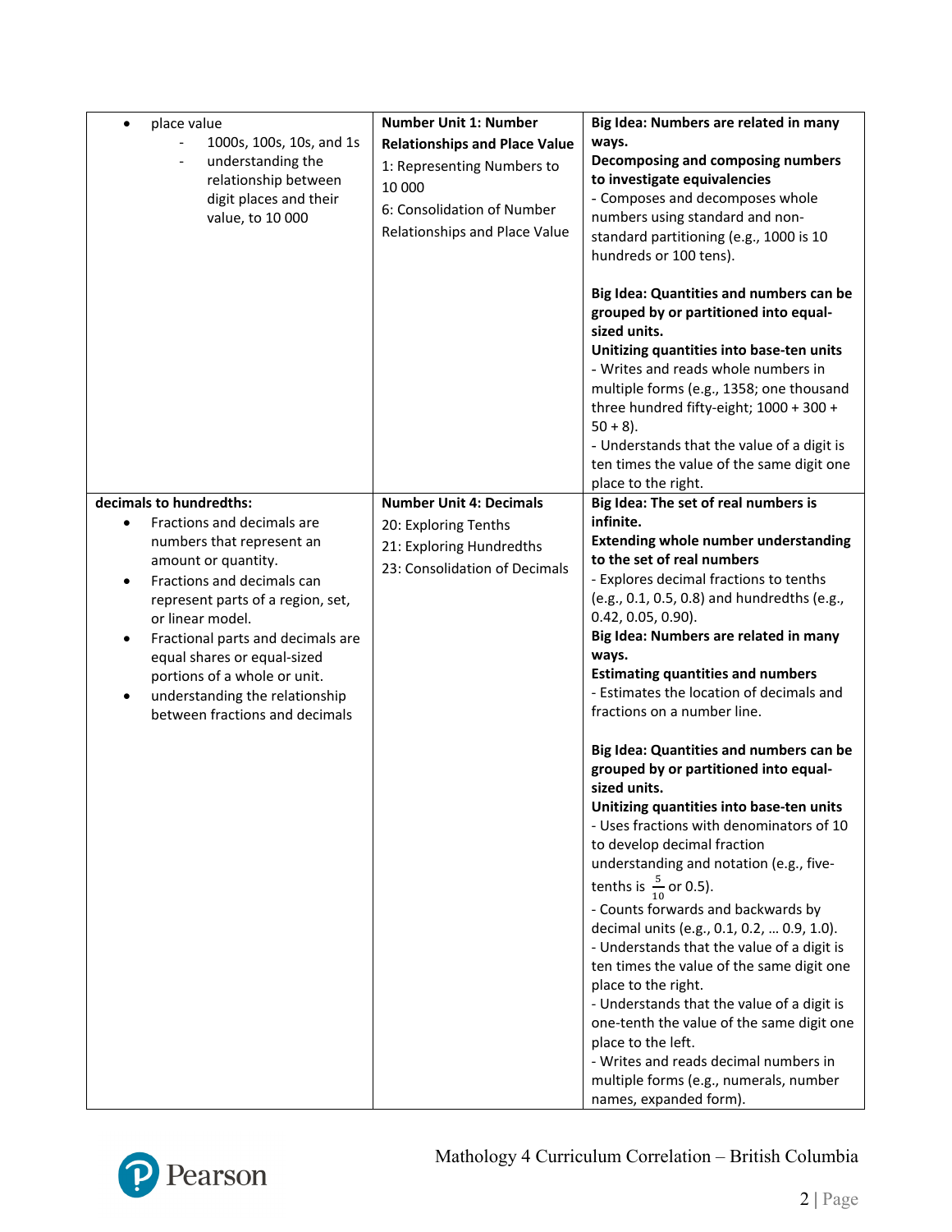| | | |
|---|---|---|
| • place value<br>  - 1000s, 100s, 10s, and 1s<br>  - understanding the relationship between digit places and their value, to 10 000 | **Number Unit 1: Number Relationships and Place Value**<br>1: Representing Numbers to 10 000<br>6: Consolidation of Number Relationships and Place Value | **Big Idea: Numbers are related in many ways.**<br>**Decomposing and composing numbers to investigate equivalencies**<br>- Composes and decomposes whole numbers using standard and non-standard partitioning (e.g., 1000 is 10 hundreds or 100 tens).<br><br>**Big Idea: Quantities and numbers can be grouped by or partitioned into equal-sized units.**<br>**Unitizing quantities into base-ten units**<br>- Writes and reads whole numbers in multiple forms (e.g., 1358; one thousand three hundred fifty-eight; 1000 + 300 + 50 + 8).<br>- Understands that the value of a digit is ten times the value of the same digit one place to the right. |
| **decimals to hundredths:**<br>• Fractions and decimals are numbers that represent an amount or quantity.<br>• Fractions and decimals can represent parts of a region, set, or linear model.<br>• Fractional parts and decimals are equal shares or equal-sized portions of a whole or unit.<br>• understanding the relationship between fractions and decimals | **Number Unit 4: Decimals**<br>20: Exploring Tenths<br>21: Exploring Hundredths<br>23: Consolidation of Decimals | **Big Idea: The set of real numbers is infinite.**<br>**Extending whole number understanding to the set of real numbers**<br>- Explores decimal fractions to tenths (e.g., 0.1, 0.5, 0.8) and hundredths (e.g., 0.42, 0.05, 0.90).<br>**Big Idea: Numbers are related in many ways.**<br>**Estimating quantities and numbers**<br>- Estimates the location of decimals and fractions on a number line.<br><br>**Big Idea: Quantities and numbers can be grouped by or partitioned into equal-sized units.**<br>**Unitizing quantities into base-ten units**<br>- Uses fractions with denominators of 10 to develop decimal fraction understanding and notation (e.g., five-tenths is $\frac{5}{10}$ or 0.5).<br>- Counts forwards and backwards by decimal units (e.g., 0.1, 0.2, … 0.9, 1.0).<br>- Understands that the value of a digit is ten times the value of the same digit one place to the right.<br>- Understands that the value of a digit is one-tenth the value of the same digit one place to the left.<br>- Writes and reads decimal numbers in multiple forms (e.g., numerals, number names, expanded form). |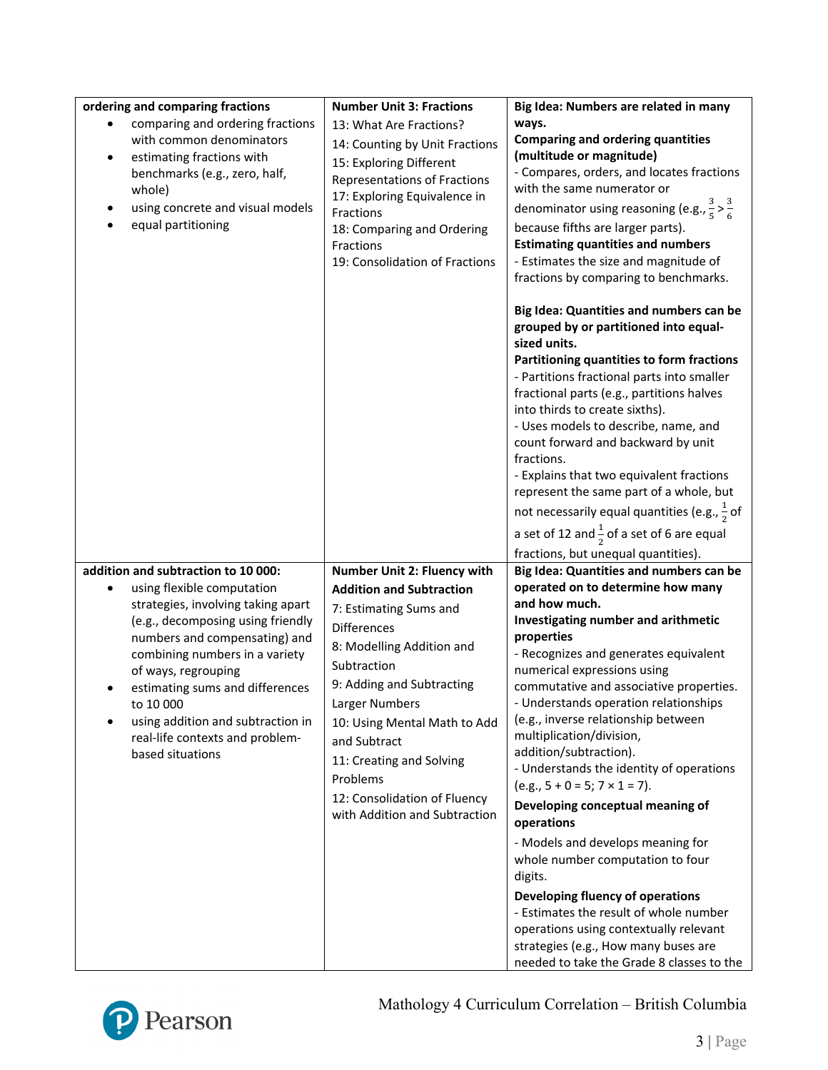| | | |
|---|---|---|
| **ordering and comparing fractions**<br>• comparing and ordering fractions with common denominators<br>• estimating fractions with benchmarks (e.g., zero, half, whole)<br>• using concrete and visual models<br>• equal partitioning | **Number Unit 3: Fractions**<br>13: What Are Fractions?<br>14: Counting by Unit Fractions<br>15: Exploring Different Representations of Fractions<br>17: Exploring Equivalence in Fractions<br>18: Comparing and Ordering Fractions<br>19: Consolidation of Fractions | **Big Idea: Numbers are related in many ways.**<br>**Comparing and ordering quantities (multitude or magnitude)**<br>- Compares, orders, and locates fractions with the same numerator or denominator using reasoning (e.g., $\frac{3}{5} > \frac{3}{6}$ because fifths are larger parts).<br>**Estimating quantities and numbers**<br>- Estimates the size and magnitude of fractions by comparing to benchmarks.<br><br>**Big Idea: Quantities and numbers can be grouped by or partitioned into equal-sized units.**<br>**Partitioning quantities to form fractions**<br>- Partitions fractional parts into smaller fractional parts (e.g., partitions halves into thirds to create sixths).<br>- Uses models to describe, name, and count forward and backward by unit fractions.<br>- Explains that two equivalent fractions represent the same part of a whole, but not necessarily equal quantities (e.g., $\frac{1}{2}$ of a set of 12 and $\frac{1}{2}$ of a set of 6 are equal fractions, but unequal quantities). |
| **addition and subtraction to 10 000:**<br>• using flexible computation strategies, involving taking apart (e.g., decomposing using friendly numbers and compensating) and combining numbers in a variety of ways, regrouping<br>• estimating sums and differences to 10 000<br>• using addition and subtraction in real-life contexts and problem-based situations | **Number Unit 2: Fluency with Addition and Subtraction**<br>7: Estimating Sums and Differences<br>8: Modelling Addition and Subtraction<br>9: Adding and Subtracting Larger Numbers<br>10: Using Mental Math to Add and Subtract<br>11: Creating and Solving Problems<br>12: Consolidation of Fluency with Addition and Subtraction | **Big Idea: Quantities and numbers can be operated on to determine how many and how much.**<br>**Investigating number and arithmetic properties**<br>- Recognizes and generates equivalent numerical expressions using commutative and associative properties.<br>- Understands operation relationships (e.g., inverse relationship between multiplication/division, addition/subtraction).<br>- Understands the identity of operations (e.g., 5 + 0 = 5; 7 × 1 = 7).<br>**Developing conceptual meaning of operations**<br>- Models and develops meaning for whole number computation to four digits.<br>**Developing fluency of operations**<br>- Estimates the result of whole number operations using contextually relevant strategies (e.g., How many buses are needed to take the Grade 8 classes to the |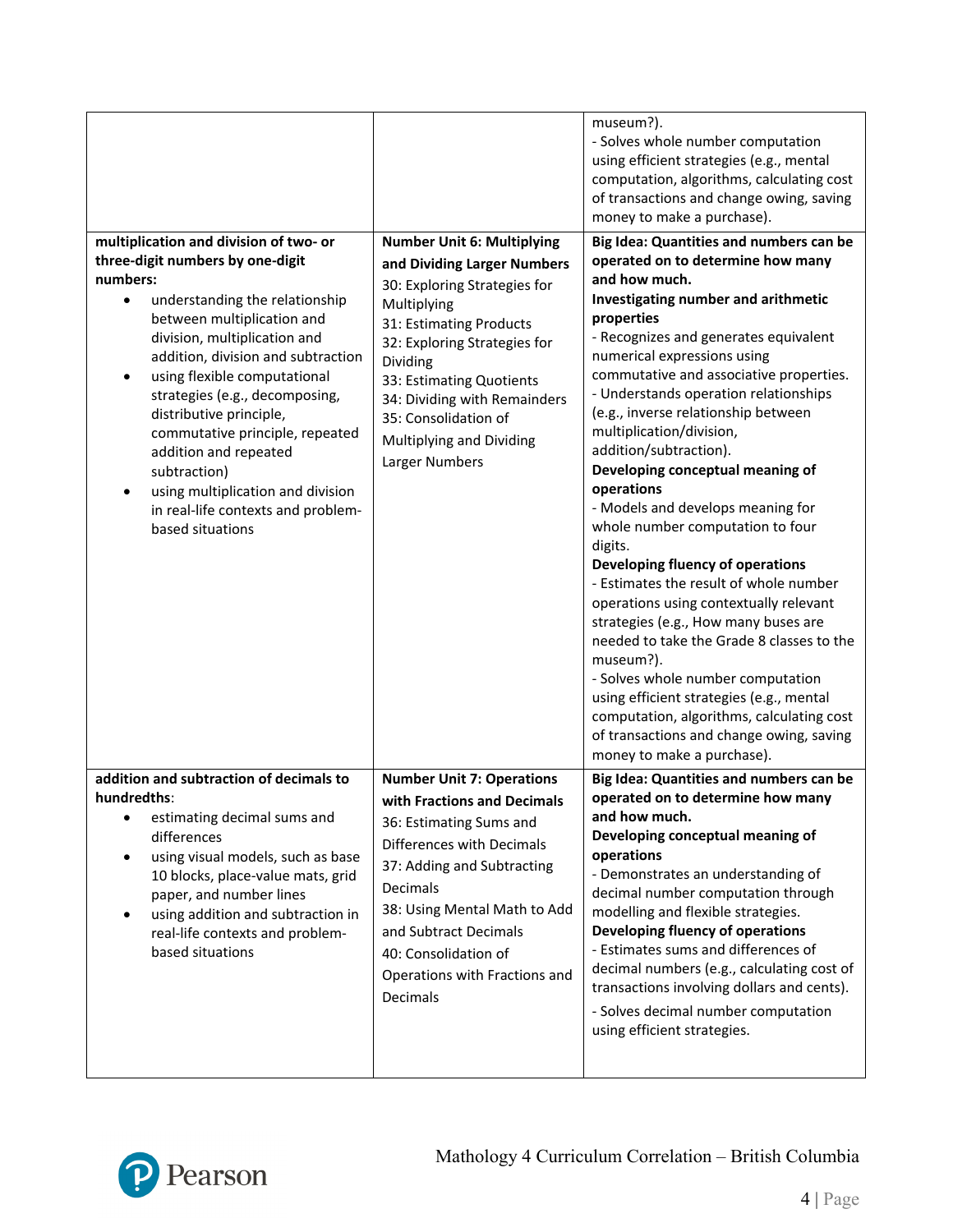| | | |
|---|---|---|
| | | museum?).<br>- Solves whole number computation using efficient strategies (e.g., mental computation, algorithms, calculating cost of transactions and change owing, saving money to make a purchase). |
| **multiplication and division of two- or three-digit numbers by one-digit numbers:**<br>• understanding the relationship between multiplication and division, multiplication and addition, division and subtraction<br>• using flexible computational strategies (e.g., decomposing, distributive principle, commutative principle, repeated addition and repeated subtraction)<br>• using multiplication and division in real-life contexts and problem-based situations | **Number Unit 6: Multiplying and Dividing Larger Numbers**<br>30: Exploring Strategies for Multiplying<br>31: Estimating Products<br>32: Exploring Strategies for Dividing<br>33: Estimating Quotients<br>34: Dividing with Remainders<br>35: Consolidation of Multiplying and Dividing Larger Numbers | **Big Idea: Quantities and numbers can be operated on to determine how many and how much.**<br>**Investigating number and arithmetic properties**<br>- Recognizes and generates equivalent numerical expressions using commutative and associative properties.<br>- Understands operation relationships (e.g., inverse relationship between multiplication/division, addition/subtraction).<br>**Developing conceptual meaning of operations**<br>- Models and develops meaning for whole number computation to four digits.<br>**Developing fluency of operations**<br>- Estimates the result of whole number operations using contextually relevant strategies (e.g., How many buses are needed to take the Grade 8 classes to the museum?).<br>- Solves whole number computation using efficient strategies (e.g., mental computation, algorithms, calculating cost of transactions and change owing, saving money to make a purchase). |
| **addition and subtraction of decimals to hundredths**:<br>• estimating decimal sums and differences<br>• using visual models, such as base 10 blocks, place-value mats, grid paper, and number lines<br>• using addition and subtraction in real-life contexts and problem-based situations | **Number Unit 7: Operations with Fractions and Decimals**<br>36: Estimating Sums and Differences with Decimals<br>37: Adding and Subtracting Decimals<br>38: Using Mental Math to Add and Subtract Decimals<br>40: Consolidation of Operations with Fractions and Decimals | **Big Idea: Quantities and numbers can be operated on to determine how many and how much.**<br>**Developing conceptual meaning of operations**<br>- Demonstrates an understanding of decimal number computation through modelling and flexible strategies.<br>**Developing fluency of operations**<br>- Estimates sums and differences of decimal numbers (e.g., calculating cost of transactions involving dollars and cents).<br>- Solves decimal number computation using efficient strategies. |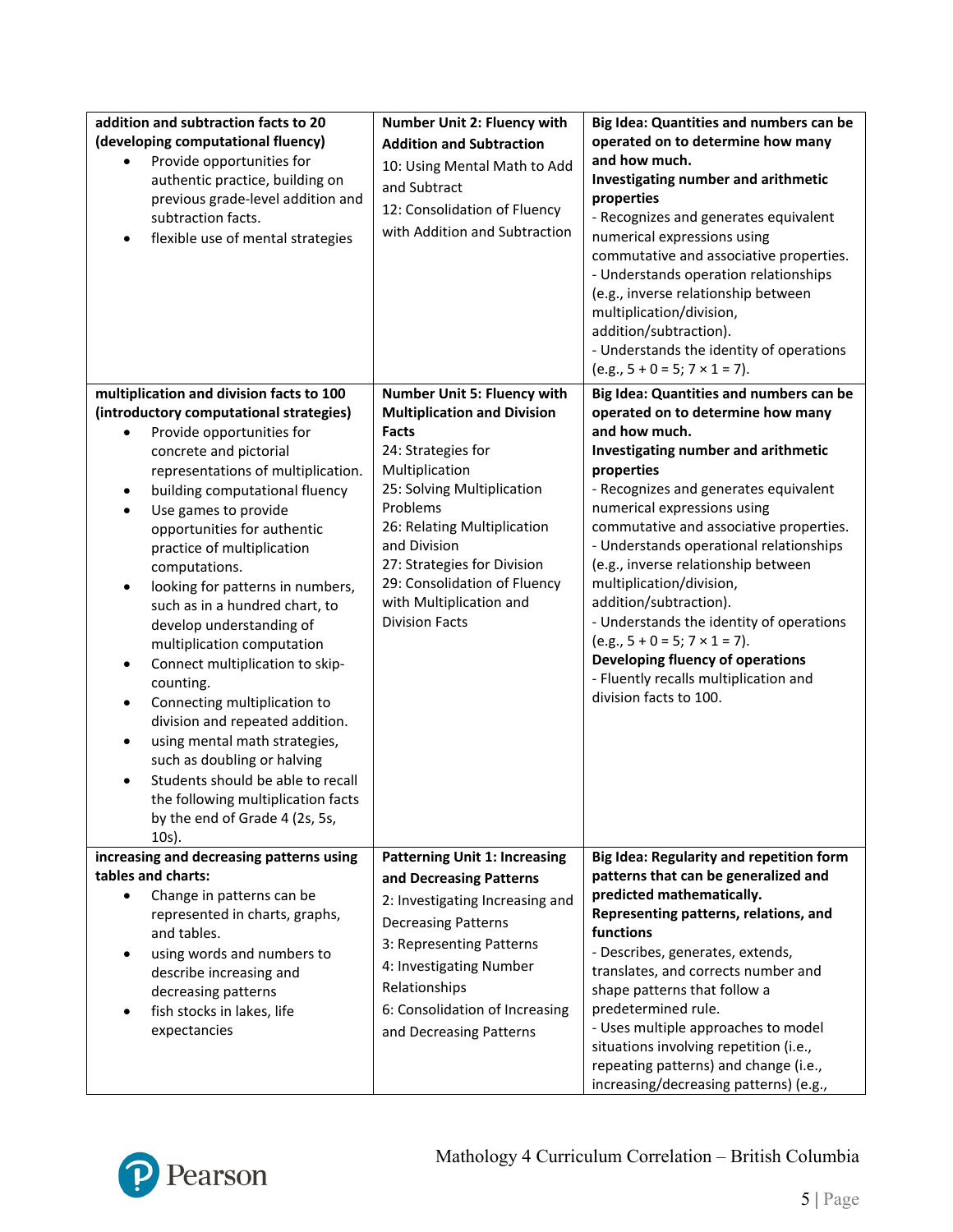| | | |
|---|---|---|
| **addition and subtraction facts to 20 (developing computational fluency)**<br>• Provide opportunities for authentic practice, building on previous grade-level addition and subtraction facts.<br>• flexible use of mental strategies | **Number Unit 2: Fluency with Addition and Subtraction**<br>10: Using Mental Math to Add and Subtract<br>12: Consolidation of Fluency with Addition and Subtraction | **Big Idea: Quantities and numbers can be operated on to determine how many and how much.**<br>**Investigating number and arithmetic properties**<br>- Recognizes and generates equivalent numerical expressions using commutative and associative properties.<br>- Understands operation relationships (e.g., inverse relationship between multiplication/division, addition/subtraction).<br>- Understands the identity of operations (e.g., 5 + 0 = 5; 7 × 1 = 7). |
| **multiplication and division facts to 100 (introductory computational strategies)**<br>• Provide opportunities for concrete and pictorial representations of multiplication.<br>• building computational fluency<br>• Use games to provide opportunities for authentic practice of multiplication computations.<br>• looking for patterns in numbers, such as in a hundred chart, to develop understanding of multiplication computation<br>• Connect multiplication to skip-counting.<br>• Connecting multiplication to division and repeated addition.<br>• using mental math strategies, such as doubling or halving<br>• Students should be able to recall the following multiplication facts by the end of Grade 4 (2s, 5s, 10s). | **Number Unit 5: Fluency with Multiplication and Division Facts**<br>24: Strategies for Multiplication<br>25: Solving Multiplication Problems<br>26: Relating Multiplication and Division<br>27: Strategies for Division<br>29: Consolidation of Fluency with Multiplication and Division Facts | **Big Idea: Quantities and numbers can be operated on to determine how many and how much.**<br>**Investigating number and arithmetic properties**<br>- Recognizes and generates equivalent numerical expressions using commutative and associative properties.<br>- Understands operational relationships (e.g., inverse relationship between multiplication/division, addition/subtraction).<br>- Understands the identity of operations (e.g., 5 + 0 = 5; 7 × 1 = 7).<br>**Developing fluency of operations**<br>- Fluently recalls multiplication and division facts to 100. |
| **increasing and decreasing patterns using tables and charts:**<br>• Change in patterns can be represented in charts, graphs, and tables.<br>• using words and numbers to describe increasing and decreasing patterns<br>• fish stocks in lakes, life expectancies | **Patterning Unit 1: Increasing and Decreasing Patterns**<br>2: Investigating Increasing and Decreasing Patterns<br>3: Representing Patterns<br>4: Investigating Number Relationships<br>6: Consolidation of Increasing and Decreasing Patterns | **Big Idea: Regularity and repetition form patterns that can be generalized and predicted mathematically.**<br>**Representing patterns, relations, and functions**<br>- Describes, generates, extends, translates, and corrects number and shape patterns that follow a predetermined rule.<br>- Uses multiple approaches to model situations involving repetition (i.e., repeating patterns) and change (i.e., increasing/decreasing patterns) (e.g., |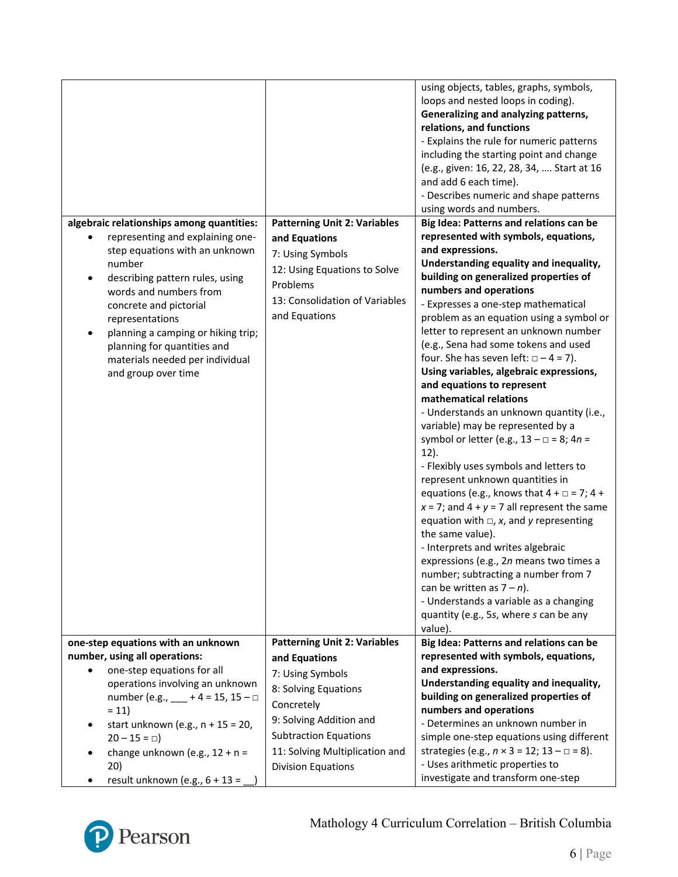| | | |
|---|---|---|
| | | using objects, tables, graphs, symbols, loops and nested loops in coding).<br>**Generalizing and analyzing patterns, relations, and functions**<br>- Explains the rule for numeric patterns including the starting point and change (e.g., given: 16, 22, 28, 34, …. Start at 16 and add 6 each time).<br>- Describes numeric and shape patterns using words and numbers. |
| **algebraic relationships among quantities:**<br>• representing and explaining one-step equations with an unknown number<br>• describing pattern rules, using words and numbers from concrete and pictorial representations<br>• planning a camping or hiking trip; planning for quantities and materials needed per individual and group over time | **Patterning Unit 2: Variables and Equations**<br>7: Using Symbols<br>12: Using Equations to Solve Problems<br>13: Consolidation of Variables and Equations | **Big Idea: Patterns and relations can be represented with symbols, equations, and expressions.**<br>**Understanding equality and inequality, building on generalized properties of numbers and operations**<br>- Expresses a one-step mathematical problem as an equation using a symbol or letter to represent an unknown number (e.g., Sena had some tokens and used four. She has seven left: $\square - 4 = 7$).<br>**Using variables, algebraic expressions, and equations to represent mathematical relations**<br>- Understands an unknown quantity (i.e., variable) may be represented by a symbol or letter (e.g., $13 - \square = 8$; $4n = 12$).<br>- Flexibly uses symbols and letters to represent unknown quantities in equations (e.g., knows that $4 + \square = 7$; $4 + x = 7$; and $4 + y = 7$ all represent the same equation with $\square$, $x$, and $y$ representing the same value).<br>- Interprets and writes algebraic expressions (e.g., $2n$ means two times a number; subtracting a number from 7 can be written as $7 - n$).<br>- Understands a variable as a changing quantity (e.g., $5s$, where $s$ can be any value). |
| **one-step equations with an unknown number, using all operations:**<br>• one-step equations for all operations involving an unknown number (e.g., ___ + 4 = 15, $15 - \square = 11$)<br>• start unknown (e.g., $n + 15 = 20$, $20 - 15 = \square$)<br>• change unknown (e.g., $12 + n = 20$)<br>• result unknown (e.g., 6 + 13 = __) | **Patterning Unit 2: Variables and Equations**<br>7: Using Symbols<br>8: Solving Equations Concretely<br>9: Solving Addition and Subtraction Equations<br>11: Solving Multiplication and Division Equations | **Big Idea: Patterns and relations can be represented with symbols, equations, and expressions.**<br>**Understanding equality and inequality, building on generalized properties of numbers and operations**<br>- Determines an unknown number in simple one-step equations using different strategies (e.g., $n \times 3 = 12$; $13 - \square = 8$).<br>- Uses arithmetic properties to investigate and transform one-step |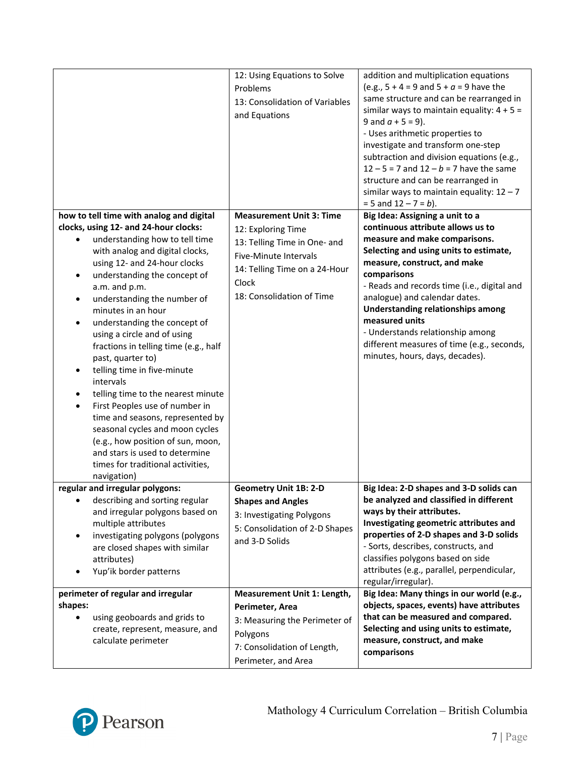| | | |
|---|---|---|
| | 12: Using Equations to Solve Problems<br>13: Consolidation of Variables and Equations | addition and multiplication equations (e.g., 5 + 4 = 9 and 5 + $a$ = 9 have the same structure and can be rearranged in similar ways to maintain equality: 4 + 5 = 9 and $a$ + 5 = 9).<br>- Uses arithmetic properties to investigate and transform one-step subtraction and division equations (e.g., 12 – 5 = 7 and 12 – $b$ = 7 have the same structure and can be rearranged in similar ways to maintain equality: 12 – 7 = 5 and 12 – 7 = $b$). |
| **how to tell time with analog and digital clocks, using 12- and 24-hour clocks:**<br>• understanding how to tell time with analog and digital clocks, using 12- and 24-hour clocks<br>• understanding the concept of a.m. and p.m.<br>• understanding the number of minutes in an hour<br>• understanding the concept of using a circle and of using fractions in telling time (e.g., half past, quarter to)<br>• telling time in five-minute intervals<br>• telling time to the nearest minute<br>• First Peoples use of number in time and seasons, represented by seasonal cycles and moon cycles (e.g., how position of sun, moon, and stars is used to determine times for traditional activities, navigation) | **Measurement Unit 3: Time**<br>12: Exploring Time<br>13: Telling Time in One- and Five-Minute Intervals<br>14: Telling Time on a 24-Hour Clock<br>18: Consolidation of Time | **Big Idea: Assigning a unit to a continuous attribute allows us to measure and make comparisons.**<br>**Selecting and using units to estimate, measure, construct, and make comparisons**<br>- Reads and records time (i.e., digital and analogue) and calendar dates.<br>**Understanding relationships among measured units**<br>- Understands relationship among different measures of time (e.g., seconds, minutes, hours, days, decades). |
| **regular and irregular polygons:**<br>• describing and sorting regular and irregular polygons based on multiple attributes<br>• investigating polygons (polygons are closed shapes with similar attributes)<br>• Yup'ik border patterns | **Geometry Unit 1B: 2-D Shapes and Angles**<br>3: Investigating Polygons<br>5: Consolidation of 2-D Shapes and 3-D Solids | **Big Idea: 2-D shapes and 3-D solids can be analyzed and classified in different ways by their attributes.**<br>**Investigating geometric attributes and properties of 2-D shapes and 3-D solids**<br>- Sorts, describes, constructs, and classifies polygons based on side attributes (e.g., parallel, perpendicular, regular/irregular). |
| **perimeter of regular and irregular shapes:**<br>• using geoboards and grids to create, represent, measure, and calculate perimeter | **Measurement Unit 1: Length, Perimeter, Area**<br>3: Measuring the Perimeter of Polygons<br>7: Consolidation of Length, Perimeter, and Area | **Big Idea: Many things in our world (e.g., objects, spaces, events) have attributes that can be measured and compared.**<br>**Selecting and using units to estimate, measure, construct, and make comparisons** |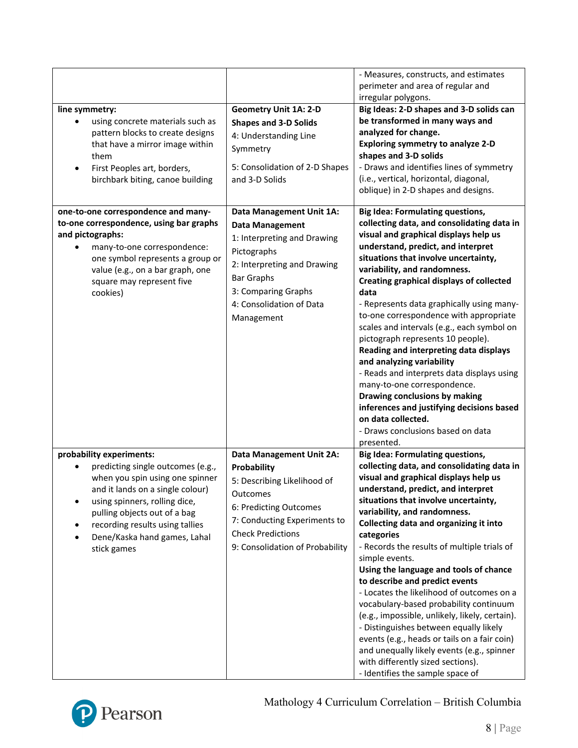| | | |
|---|---|---|
| | | - Measures, constructs, and estimates perimeter and area of regular and irregular polygons. |
| **line symmetry:**<br>• using concrete materials such as pattern blocks to create designs that have a mirror image within them<br>• First Peoples art, borders, birchbark biting, canoe building | **Geometry Unit 1A: 2-D Shapes and 3-D Solids**<br>4: Understanding Line Symmetry<br>5: Consolidation of 2-D Shapes and 3-D Solids | **Big Ideas: 2-D shapes and 3-D solids can be transformed in many ways and analyzed for change.**<br>**Exploring symmetry to analyze 2-D shapes and 3-D solids**<br>- Draws and identifies lines of symmetry (i.e., vertical, horizontal, diagonal, oblique) in 2-D shapes and designs. |
| **one-to-one correspondence and many-to-one correspondence, using bar graphs and pictographs:**<br>• many-to-one correspondence: one symbol represents a group or value (e.g., on a bar graph, one square may represent five cookies) | **Data Management Unit 1A: Data Management**<br>1: Interpreting and Drawing Pictographs<br>2: Interpreting and Drawing Bar Graphs<br>3: Comparing Graphs<br>4: Consolidation of Data Management | **Big Idea: Formulating questions, collecting data, and consolidating data in visual and graphical displays help us understand, predict, and interpret situations that involve uncertainty, variability, and randomness.**<br>**Creating graphical displays of collected data**<br>- Represents data graphically using many-to-one correspondence with appropriate scales and intervals (e.g., each symbol on pictograph represents 10 people).<br>**Reading and interpreting data displays and analyzing variability**<br>- Reads and interprets data displays using many-to-one correspondence.<br>**Drawing conclusions by making inferences and justifying decisions based on data collected.**<br>- Draws conclusions based on data presented. |
| **probability experiments:**<br>• predicting single outcomes (e.g., when you spin using one spinner and it lands on a single colour)<br>• using spinners, rolling dice, pulling objects out of a bag<br>• recording results using tallies<br>• Dene/Kaska hand games, Lahal stick games | **Data Management Unit 2A: Probability**<br>5: Describing Likelihood of Outcomes<br>6: Predicting Outcomes<br>7: Conducting Experiments to Check Predictions<br>9: Consolidation of Probability | **Big Idea: Formulating questions, collecting data, and consolidating data in visual and graphical displays help us understand, predict, and interpret situations that involve uncertainty, variability, and randomness.**<br>**Collecting data and organizing it into categories**<br>- Records the results of multiple trials of simple events.<br>**Using the language and tools of chance to describe and predict events**<br>- Locates the likelihood of outcomes on a vocabulary-based probability continuum (e.g., impossible, unlikely, likely, certain).<br>- Distinguishes between equally likely events (e.g., heads or tails on a fair coin) and unequally likely events (e.g., spinner with differently sized sections).<br>- Identifies the sample space of |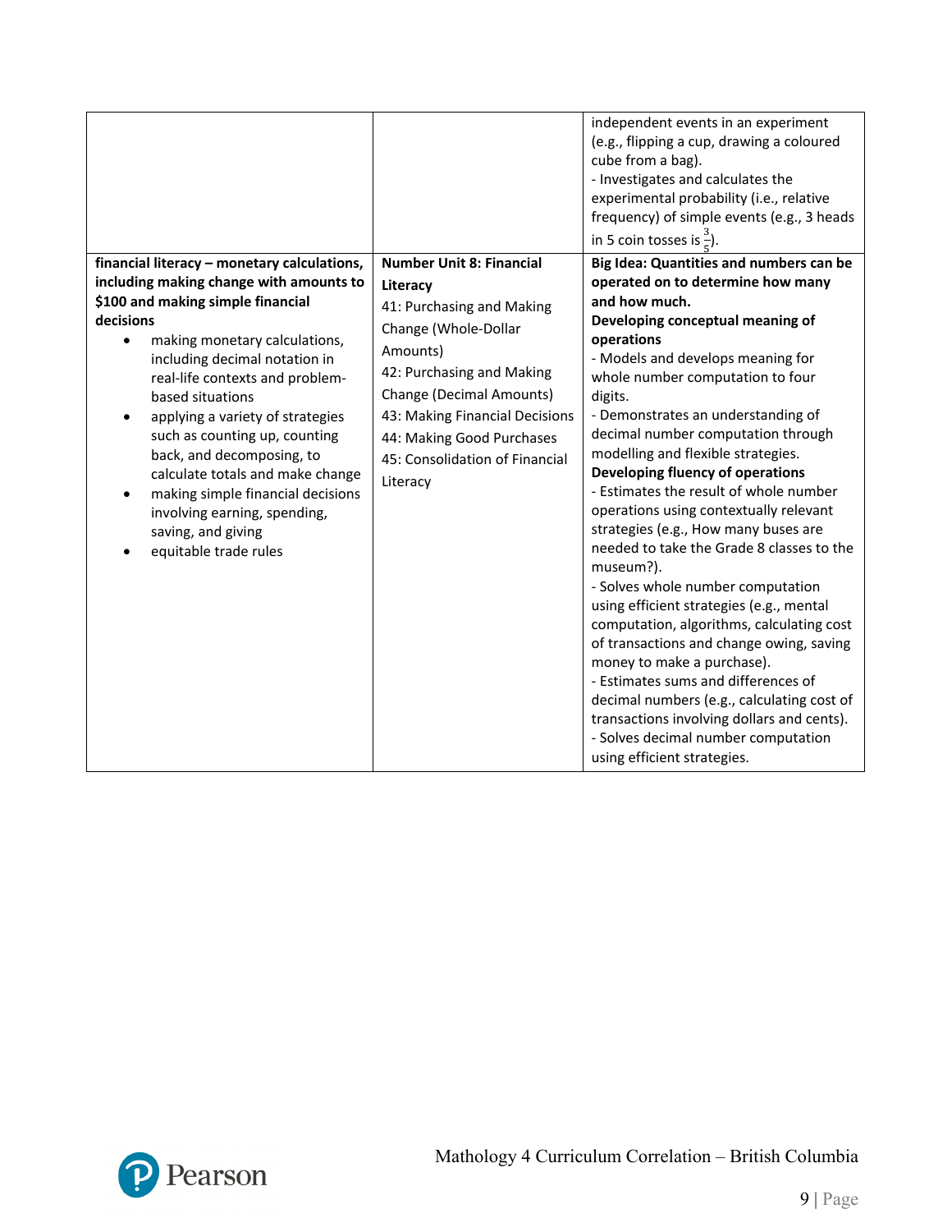| | | |
|---|---|---|
| | | independent events in an experiment (e.g., flipping a cup, drawing a coloured cube from a bag).<br>- Investigates and calculates the experimental probability (i.e., relative frequency) of simple events (e.g., 3 heads in 5 coin tosses is $\frac{3}{5}$). |
| **financial literacy – monetary calculations, including making change with amounts to $100 and making simple financial decisions**<br>• making monetary calculations, including decimal notation in real-life contexts and problem-based situations<br>• applying a variety of strategies such as counting up, counting back, and decomposing, to calculate totals and make change<br>• making simple financial decisions involving earning, spending, saving, and giving<br>• equitable trade rules | **Number Unit 8: Financial Literacy**<br>41: Purchasing and Making Change (Whole-Dollar Amounts)<br>42: Purchasing and Making Change (Decimal Amounts)<br>43: Making Financial Decisions<br>44: Making Good Purchases<br>45: Consolidation of Financial Literacy | **Big Idea: Quantities and numbers can be operated on to determine how many and how much.**<br>**Developing conceptual meaning of operations**<br>- Models and develops meaning for whole number computation to four digits.<br>- Demonstrates an understanding of decimal number computation through modelling and flexible strategies.<br>**Developing fluency of operations**<br>- Estimates the result of whole number operations using contextually relevant strategies (e.g., How many buses are needed to take the Grade 8 classes to the museum?).<br>- Solves whole number computation using efficient strategies (e.g., mental computation, algorithms, calculating cost of transactions and change owing, saving money to make a purchase).<br>- Estimates sums and differences of decimal numbers (e.g., calculating cost of transactions involving dollars and cents).<br>- Solves decimal number computation using efficient strategies. |